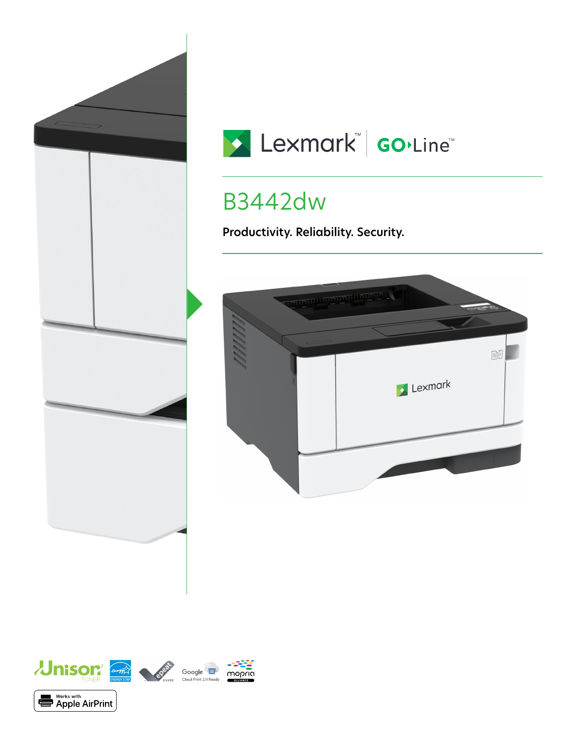Lexmark™ | GO Line™

# B3442dw

**Productivity. Reliability. Security.**

Unison TONER

ENERGY STAR

epeat SILVER

Google Cloud Print 2.0 Ready

mopria ALLIANCE

Works with Apple AirPrint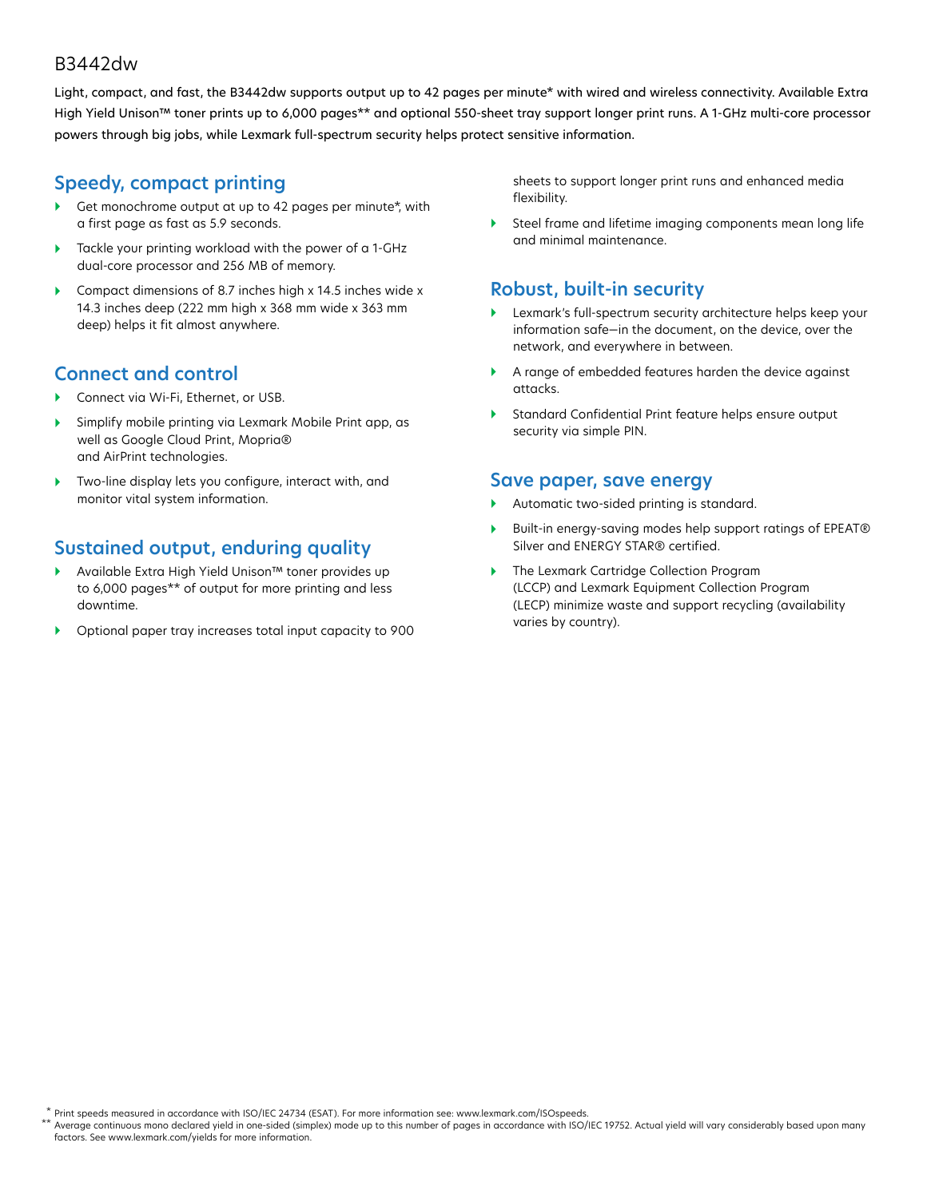# B3442dw

Light, compact, and fast, the B3442dw supports output up to 42 pages per minute* with wired and wireless connectivity. Available Extra High Yield Unison™ toner prints up to 6,000 pages** and optional 550-sheet tray support longer print runs. A 1-GHz multi-core processor powers through big jobs, while Lexmark full-spectrum security helps protect sensitive information.

## Speedy, compact printing

- Get monochrome output at up to 42 pages per minute*, with a first page as fast as 5.9 seconds.
- Tackle your printing workload with the power of a 1-GHz dual-core processor and 256 MB of memory.
- Compact dimensions of 8.7 inches high x 14.5 inches wide x 14.3 inches deep (222 mm high x 368 mm wide x 363 mm deep) helps it fit almost anywhere.

## Connect and control

- Connect via Wi-Fi, Ethernet, or USB.
- Simplify mobile printing via Lexmark Mobile Print app, as well as Google Cloud Print, Mopria® and AirPrint technologies.
- Two-line display lets you configure, interact with, and monitor vital system information.

## Sustained output, enduring quality

- Available Extra High Yield Unison™ toner provides up to 6,000 pages** of output for more printing and less downtime.
- Optional paper tray increases total input capacity to 900 sheets to support longer print runs and enhanced media flexibility.
- Steel frame and lifetime imaging components mean long life and minimal maintenance.

## Robust, built-in security

- Lexmark's full-spectrum security architecture helps keep your information safe—in the document, on the device, over the network, and everywhere in between.
- A range of embedded features harden the device against attacks.
- Standard Confidential Print feature helps ensure output security via simple PIN.

## Save paper, save energy

- Automatic two-sided printing is standard.
- Built-in energy-saving modes help support ratings of EPEAT® Silver and ENERGY STAR® certified.
- The Lexmark Cartridge Collection Program (LCCP) and Lexmark Equipment Collection Program (LECP) minimize waste and support recycling (availability varies by country).

\* Print speeds measured in accordance with ISO/IEC 24734 (ESAT). For more information see: www.lexmark.com/ISOspeeds.

\*\* Average continuous mono declared yield in one-sided (simplex) mode up to this number of pages in accordance with ISO/IEC 19752. Actual yield will vary considerably based upon many factors. See www.lexmark.com/yields for more information.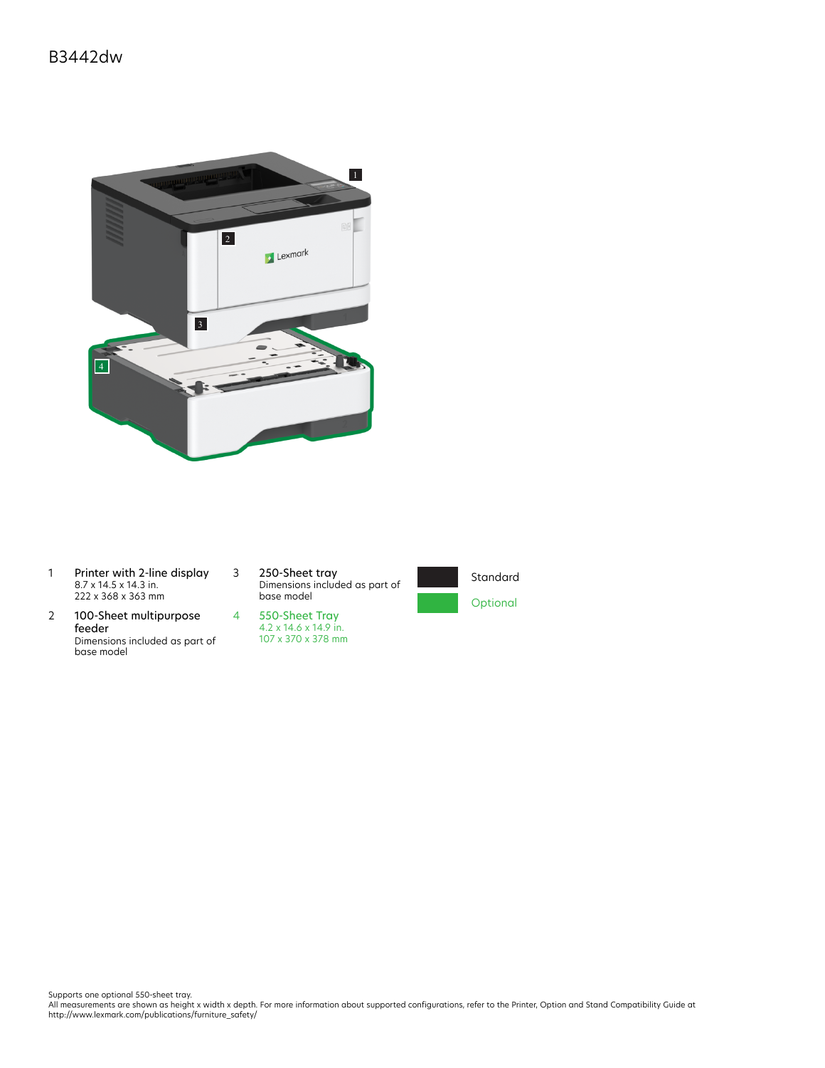# B3442dw

1. **Printer with 2-line display**
   8.7 x 14.5 x 14.3 in.
   222 x 368 x 363 mm

2. **100-Sheet multipurpose feeder**
   Dimensions included as part of base model

3. **250-Sheet tray**
   Dimensions included as part of base model

4. **550-Sheet Tray**
   4.2 x 14.6 x 14.9 in.
   107 x 370 x 378 mm

Standard

Optional

Supports one optional 550-sheet tray.
All measurements are shown as height x width x depth. For more information about supported configurations, refer to the Printer, Option and Stand Compatibility Guide at http://www.lexmark.com/publications/furniture_safety/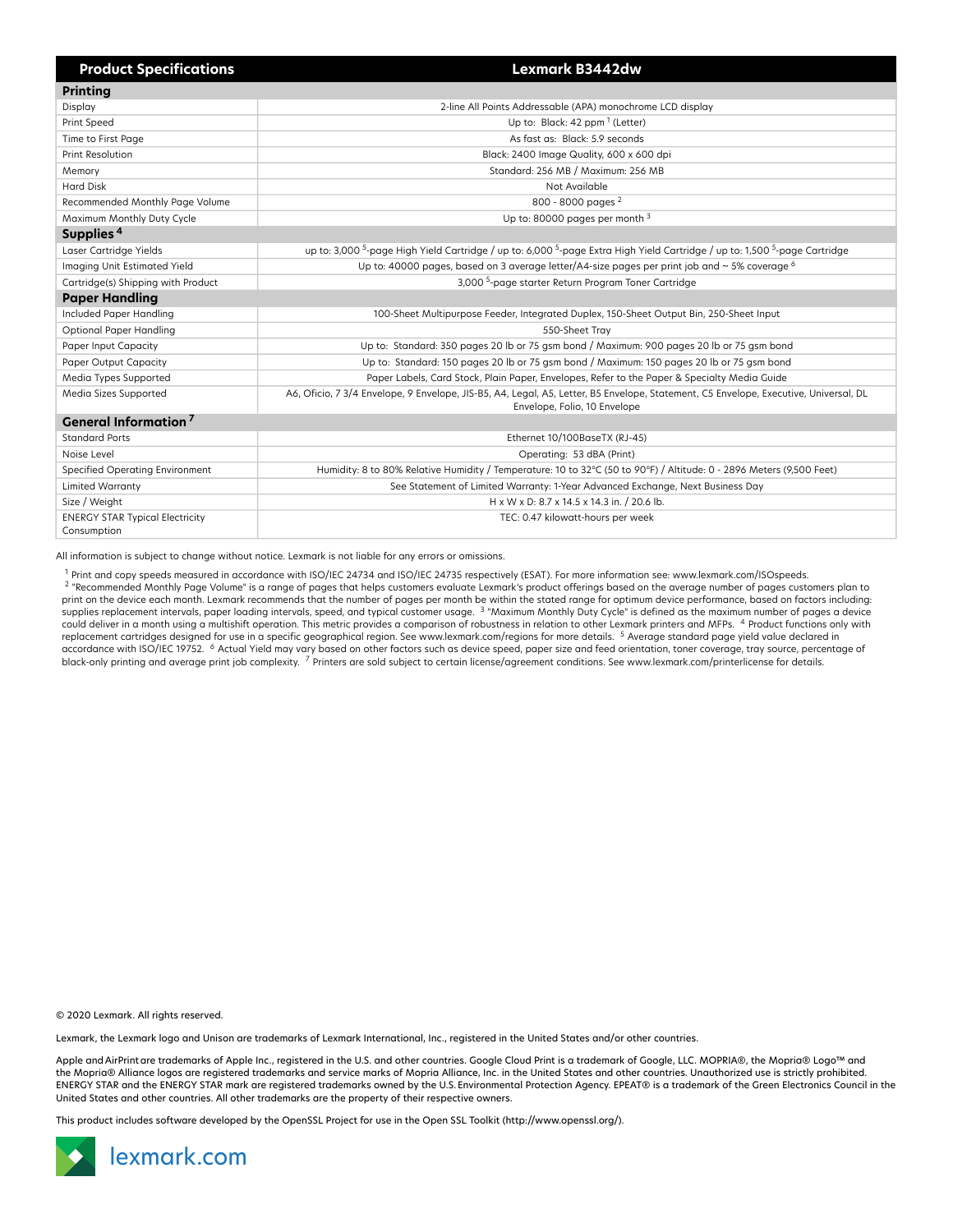| Product Specifications | Lexmark B3442dw |
|---|---|
| **Printing** | |
| Display | 2-line All Points Addressable (APA) monochrome LCD display |
| Print Speed | Up to: Black: 42 ppm [1] (Letter) |
| Time to First Page | As fast as: Black: 5.9 seconds |
| Print Resolution | Black: 2400 Image Quality, 600 x 600 dpi |
| Memory | Standard: 256 MB / Maximum: 256 MB |
| Hard Disk | Not Available |
| Recommended Monthly Page Volume | 800 - 8000 pages [2] |
| Maximum Monthly Duty Cycle | Up to: 80000 pages per month [3] |
| **Supplies [4]** | |
| Laser Cartridge Yields | up to: 3,000 [5]-page High Yield Cartridge / up to: 6,000 [5]-page Extra High Yield Cartridge / up to: 1,500 [5]-page Cartridge |
| Imaging Unit Estimated Yield | Up to: 40000 pages, based on 3 average letter/A4-size pages per print job and ~ 5% coverage [6] |
| Cartridge(s) Shipping with Product | 3,000 [5]-page starter Return Program Toner Cartridge |
| **Paper Handling** | |
| Included Paper Handling | 100-Sheet Multipurpose Feeder, Integrated Duplex, 150-Sheet Output Bin, 250-Sheet Input |
| Optional Paper Handling | 550-Sheet Tray |
| Paper Input Capacity | Up to: Standard: 350 pages 20 lb or 75 gsm bond / Maximum: 900 pages 20 lb or 75 gsm bond |
| Paper Output Capacity | Up to: Standard: 150 pages 20 lb or 75 gsm bond / Maximum: 150 pages 20 lb or 75 gsm bond |
| Media Types Supported | Paper Labels, Card Stock, Plain Paper, Envelopes, Refer to the Paper & Specialty Media Guide |
| Media Sizes Supported | A6, Oficio, 7 3/4 Envelope, 9 Envelope, JIS-B5, A4, Legal, A5, Letter, B5 Envelope, Statement, C5 Envelope, Executive, Universal, DL Envelope, Folio, 10 Envelope |
| **General Information [7]** | |
| Standard Ports | Ethernet 10/100BaseTX (RJ-45) |
| Noise Level | Operating: 53 dBA (Print) |
| Specified Operating Environment | Humidity: 8 to 80% Relative Humidity / Temperature: 10 to 32°C (50 to 90°F) / Altitude: 0 - 2896 Meters (9,500 Feet) |
| Limited Warranty | See Statement of Limited Warranty: 1-Year Advanced Exchange, Next Business Day |
| Size / Weight | H x W x D: 8.7 x 14.5 x 14.3 in. / 20.6 lb. |
| ENERGY STAR Typical Electricity Consumption | TEC: 0.47 kilowatt-hours per week |

All information is subject to change without notice. Lexmark is not liable for any errors or omissions.

[1] Print and copy speeds measured in accordance with ISO/IEC 24734 and ISO/IEC 24735 respectively (ESAT). For more information see: www.lexmark.com/ISOspeeds. [2] "Recommended Monthly Page Volume" is a range of pages that helps customers evaluate Lexmark's product offerings based on the average number of pages customers plan to print on the device each month. Lexmark recommends that the number of pages per month be within the stated range for optimum device performance, based on factors including: supplies replacement intervals, paper loading intervals, speed, and typical customer usage. [3] "Maximum Monthly Duty Cycle" is defined as the maximum number of pages a device could deliver in a month using a multishift operation. This metric provides a comparison of robustness in relation to other Lexmark printers and MFPs. [4] Product functions only with replacement cartridges designed for use in a specific geographical region. See www.lexmark.com/regions for more details. [5] Average standard page yield value declared in accordance with ISO/IEC 19752. [6] Actual Yield may vary based on other factors such as device speed, paper size and feed orientation, toner coverage, tray source, percentage of black-only printing and average print job complexity. [7] Printers are sold subject to certain license/agreement conditions. See www.lexmark.com/printerlicense for details.

© 2020 Lexmark. All rights reserved.

Lexmark, the Lexmark logo and Unison are trademarks of Lexmark International, Inc., registered in the United States and/or other countries.

Apple and AirPrint are trademarks of Apple Inc., registered in the U.S. and other countries. Google Cloud Print is a trademark of Google, LLC. MOPRIA®, the Mopria® Logo™ and the Mopria® Alliance logos are registered trademarks and service marks of Mopria Alliance, Inc. in the United States and other countries. Unauthorized use is strictly prohibited. ENERGY STAR and the ENERGY STAR mark are registered trademarks owned by the U.S. Environmental Protection Agency. EPEAT® is a trademark of the Green Electronics Council in the United States and other countries. All other trademarks are the property of their respective owners.

This product includes software developed by the OpenSSL Project for use in the Open SSL Toolkit (http://www.openssl.org/).

lexmark.com